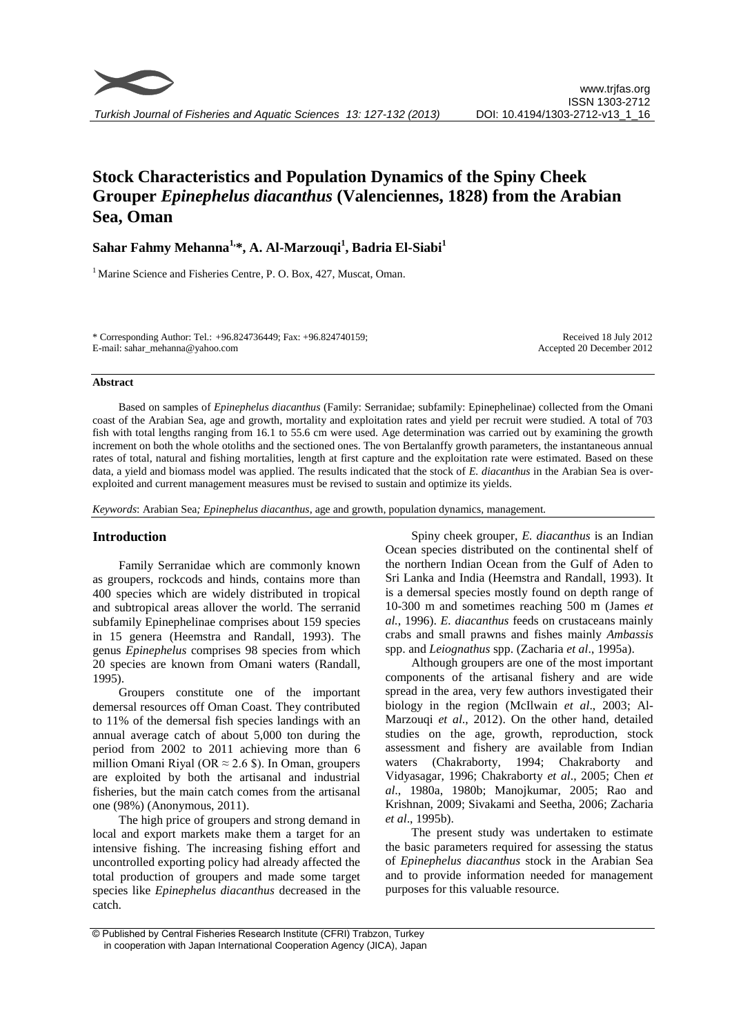# Stock Characteristics and Population Dynamics of the Spiny Cheek Grouper *Epinephelus diacanthus* (Valenciennes, 1828) from the Arabian Sea, Oman

**Sahar Fahmy Mehanna[1,*], A. Al-Marzouqi[1], Badria El-Siabi[1]**

[1] Marine Science and Fisheries Centre, P. O. Box, 427, Muscat, Oman.

\* Corresponding Author: Tel.: +96.824736449; Fax: +96.824740159;
E-mail: sahar_mehanna@yahoo.com

Received 18 July 2012
Accepted 20 December 2012

## Abstract

Based on samples of *Epinephelus diacanthus* (Family: Serranidae; subfamily: Epinephelinae) collected from the Omani coast of the Arabian Sea, age and growth, mortality and exploitation rates and yield per recruit were studied. A total of 703 fish with total lengths ranging from 16.1 to 55.6 cm were used. Age determination was carried out by examining the growth increment on both the whole otoliths and the sectioned ones. The von Bertalanffy growth parameters, the instantaneous annual rates of total, natural and fishing mortalities, length at first capture and the exploitation rate were estimated. Based on these data, a yield and biomass model was applied. The results indicated that the stock of *E. diacanthus* in the Arabian Sea is over-exploited and current management measures must be revised to sustain and optimize its yields.

*Keywords*: Arabian Sea*; Epinephelus diacanthus*, age and growth, population dynamics, management.

## Introduction

Family Serranidae which are commonly known as groupers, rockcods and hinds, contains more than 400 species which are widely distributed in tropical and subtropical areas allover the world. The serranid subfamily Epinephelinae comprises about 159 species in 15 genera (Heemstra and Randall, 1993). The genus *Epinephelus* comprises 98 species from which 20 species are known from Omani waters (Randall, 1995).

Groupers constitute one of the important demersal resources off Oman Coast. They contributed to 11% of the demersal fish species landings with an annual average catch of about 5,000 ton during the period from 2002 to 2011 achieving more than 6 million Omani Riyal (OR ≈ 2.6 \$). In Oman, groupers are exploited by both the artisanal and industrial fisheries, but the main catch comes from the artisanal one (98%) (Anonymous, 2011).

The high price of groupers and strong demand in local and export markets make them a target for an intensive fishing. The increasing fishing effort and uncontrolled exporting policy had already affected the total production of groupers and made some target species like *Epinephelus diacanthus* decreased in the catch.

Spiny cheek grouper, *E. diacanthus* is an Indian Ocean species distributed on the continental shelf of the northern Indian Ocean from the Gulf of Aden to Sri Lanka and India (Heemstra and Randall, 1993). It is a demersal species mostly found on depth range of 10-300 m and sometimes reaching 500 m (James *et al.*, 1996). *E. diacanthus* feeds on crustaceans mainly crabs and small prawns and fishes mainly *Ambassis* spp. and *Leiognathus* spp. (Zacharia *et al*., 1995a).

Although groupers are one of the most important components of the artisanal fishery and are wide spread in the area, very few authors investigated their biology in the region (McIlwain *et al*., 2003; Al-Marzouqi *et al*., 2012). On the other hand, detailed studies on the age, growth, reproduction, stock assessment and fishery are available from Indian waters (Chakraborty, 1994; Chakraborty and Vidyasagar, 1996; Chakraborty *et al*., 2005; Chen *et al*., 1980a, 1980b; Manojkumar, 2005; Rao and Krishnan, 2009; Sivakami and Seetha, 2006; Zacharia *et al*., 1995b).

The present study was undertaken to estimate the basic parameters required for assessing the status of *Epinephelus diacanthus* stock in the Arabian Sea and to provide information needed for management purposes for this valuable resource.

© Published by Central Fisheries Research Institute (CFRI) Trabzon, Turkey in cooperation with Japan International Cooperation Agency (JICA), Japan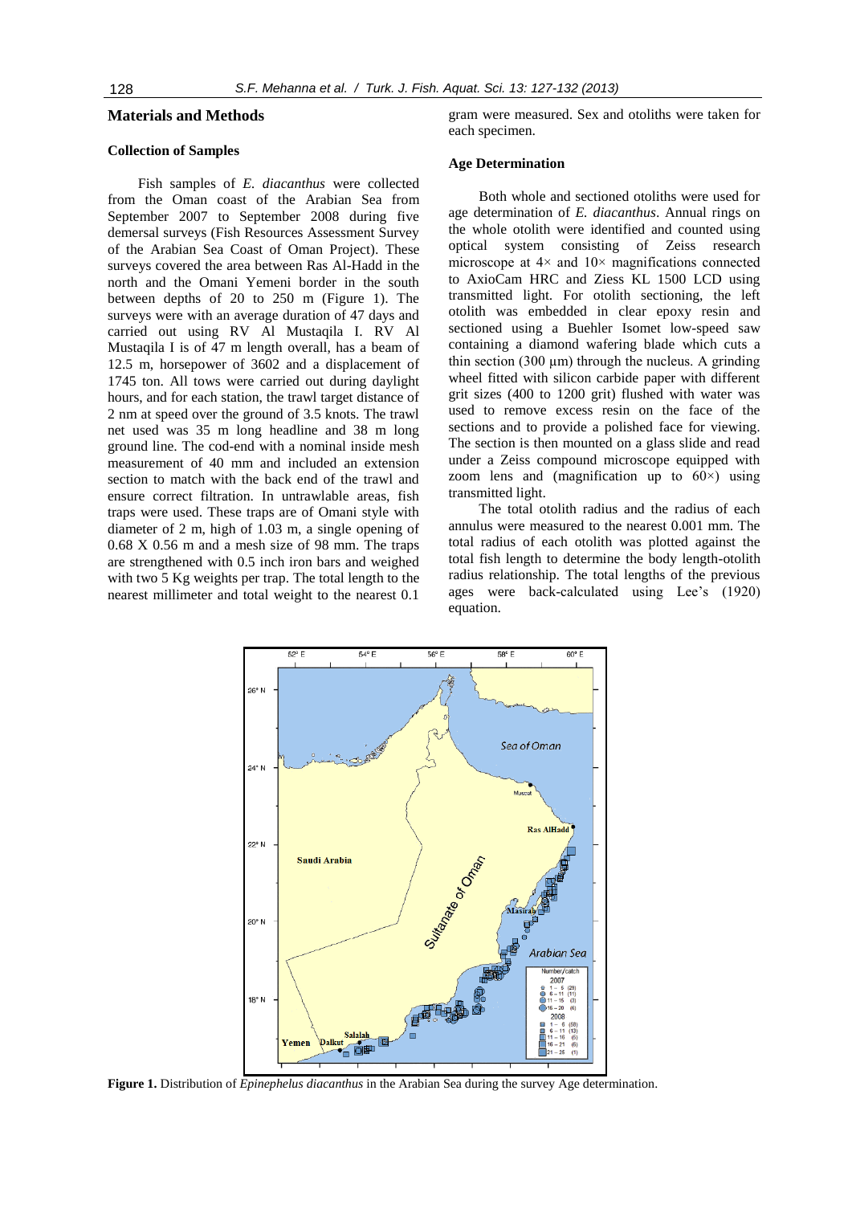## Materials and Methods

### Collection of Samples

Fish samples of *E. diacanthus* were collected from the Oman coast of the Arabian Sea from September 2007 to September 2008 during five demersal surveys (Fish Resources Assessment Survey of the Arabian Sea Coast of Oman Project). These surveys covered the area between Ras Al-Hadd in the north and the Omani Yemeni border in the south between depths of 20 to 250 m (Figure 1). The surveys were with an average duration of 47 days and carried out using RV Al Mustaqila I. RV Al Mustaqila I is of 47 m length overall, has a beam of 12.5 m, horsepower of 3602 and a displacement of 1745 ton. All tows were carried out during daylight hours, and for each station, the trawl target distance of 2 nm at speed over the ground of 3.5 knots. The trawl net used was 35 m long headline and 38 m long ground line. The cod-end with a nominal inside mesh measurement of 40 mm and included an extension section to match with the back end of the trawl and ensure correct filtration. In untrawlable areas, fish traps were used. These traps are of Omani style with diameter of 2 m, high of 1.03 m, a single opening of 0.68 X 0.56 m and a mesh size of 98 mm. The traps are strengthened with 0.5 inch iron bars and weighed with two 5 Kg weights per trap. The total length to the nearest millimeter and total weight to the nearest 0.1 gram were measured. Sex and otoliths were taken for each specimen.

### Age Determination

Both whole and sectioned otoliths were used for age determination of *E. diacanthus*. Annual rings on the whole otolith were identified and counted using optical system consisting of Zeiss research microscope at 4× and 10× magnifications connected to AxioCam HRC and Ziess KL 1500 LCD using transmitted light. For otolith sectioning, the left otolith was embedded in clear epoxy resin and sectioned using a Buehler Isomet low-speed saw containing a diamond wafering blade which cuts a thin section (300 µm) through the nucleus. A grinding wheel fitted with silicon carbide paper with different grit sizes (400 to 1200 grit) flushed with water was used to remove excess resin on the face of the sections and to provide a polished face for viewing. The section is then mounted on a glass slide and read under a Zeiss compound microscope equipped with zoom lens and (magnification up to 60×) using transmitted light.

The total otolith radius and the radius of each annulus were measured to the nearest 0.001 mm. The total radius of each otolith was plotted against the total fish length to determine the body length-otolith radius relationship. The total lengths of the previous ages were back-calculated using Lee's (1920) equation.

**Figure 1.** Distribution of *Epinephelus diacanthus* in the Arabian Sea during the survey Age determination.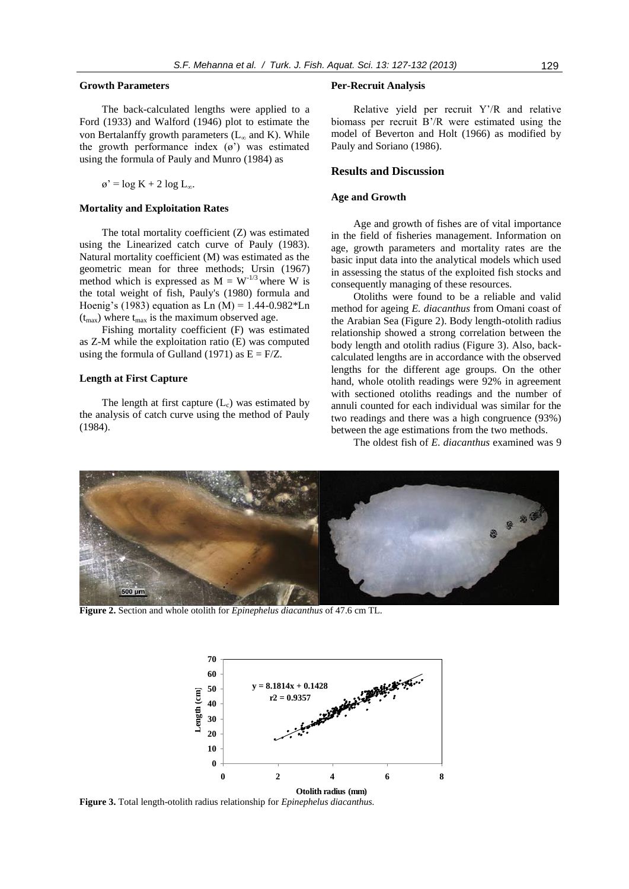### Growth Parameters

The back-calculated lengths were applied to a Ford (1933) and Walford (1946) plot to estimate the von Bertalanffy growth parameters ($L_\infty$ and K). While the growth performance index (ø') was estimated using the formula of Pauly and Munro (1984) as

$$ø' = \log K + 2 \log L_\infty.$$

### Mortality and Exploitation Rates

The total mortality coefficient (Z) was estimated using the Linearized catch curve of Pauly (1983). Natural mortality coefficient (M) was estimated as the geometric mean for three methods; Ursin (1967) method which is expressed as $M = W^{-1/3}$ where W is the total weight of fish, Pauly's (1980) formula and Hoenig's (1983) equation as $\text{Ln}(M) = 1.44\text{-}0.982*\text{Ln}(t_{max})$ where $t_{max}$ is the maximum observed age.

Fishing mortality coefficient (F) was estimated as Z-M while the exploitation ratio (E) was computed using the formula of Gulland (1971) as $E = F/Z$.

### Length at First Capture

The length at first capture ($L_c$) was estimated by the analysis of catch curve using the method of Pauly (1984).

### Per-Recruit Analysis

Relative yield per recruit Y'/R and relative biomass per recruit B'/R were estimated using the model of Beverton and Holt (1966) as modified by Pauly and Soriano (1986).

## Results and Discussion

### Age and Growth

Age and growth of fishes are of vital importance in the field of fisheries management. Information on age, growth parameters and mortality rates are the basic input data into the analytical models which used in assessing the status of the exploited fish stocks and consequently managing of these resources.

Otoliths were found to be a reliable and valid method for ageing *E. diacanthus* from Omani coast of the Arabian Sea (Figure 2). Body length-otolith radius relationship showed a strong correlation between the body length and otolith radius (Figure 3). Also, back-calculated lengths are in accordance with the observed lengths for the different age groups. On the other hand, whole otolith readings were 92% in agreement with sectioned otoliths readings and the number of annuli counted for each individual was similar for the two readings and there was a high congruence (93%) between the age estimations from the two methods.

The oldest fish of *E. diacanthus* examined was 9

**Figure 2.** Section and whole otolith for *Epinephelus diacanthus* of 47.6 cm TL.

**Figure 3.** Total length-otolith radius relationship for *Epinephelus diacanthus.*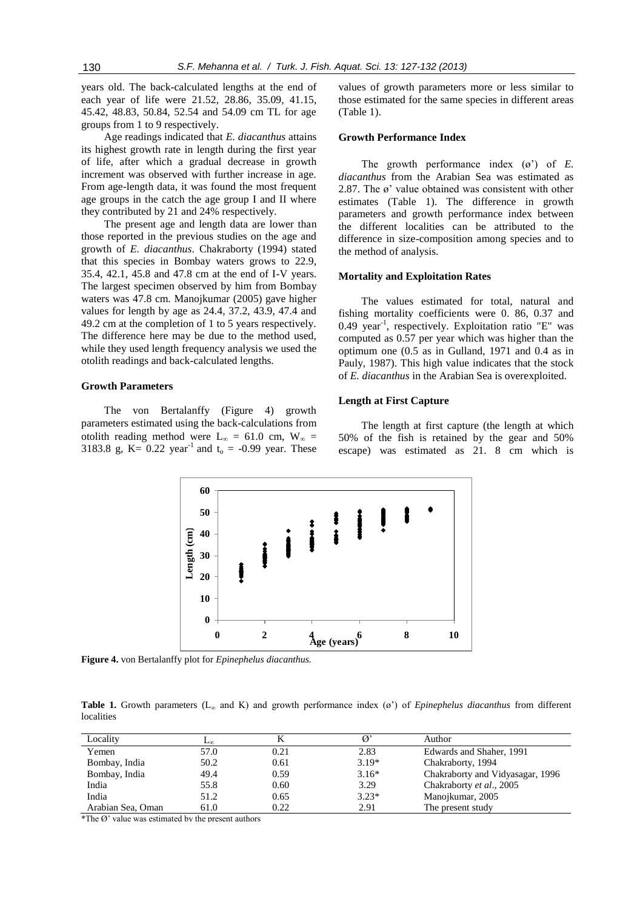years old. The back-calculated lengths at the end of each year of life were 21.52, 28.86, 35.09, 41.15, 45.42, 48.83, 50.84, 52.54 and 54.09 cm TL for age groups from 1 to 9 respectively.

Age readings indicated that *E. diacanthus* attains its highest growth rate in length during the first year of life, after which a gradual decrease in growth increment was observed with further increase in age. From age-length data, it was found the most frequent age groups in the catch the age group I and II where they contributed by 21 and 24% respectively.

The present age and length data are lower than those reported in the previous studies on the age and growth of *E. diacanthus*. Chakraborty (1994) stated that this species in Bombay waters grows to 22.9, 35.4, 42.1, 45.8 and 47.8 cm at the end of I-V years. The largest specimen observed by him from Bombay waters was 47.8 cm. Manojkumar (2005) gave higher values for length by age as 24.4, 37.2, 43.9, 47.4 and 49.2 cm at the completion of 1 to 5 years respectively. The difference here may be due to the method used, while they used length frequency analysis we used the otolith readings and back-calculated lengths.

### Growth Parameters

The von Bertalanffy (Figure 4) growth parameters estimated using the back-calculations from otolith reading method were $L_\infty$ = 61.0 cm, $W_\infty$ = 3183.8 g, K= 0.22 year$^{-1}$ and $t_o$ = -0.99 year. These values of growth parameters more or less similar to those estimated for the same species in different areas (Table 1).

### Growth Performance Index

The growth performance index (ø') of *E. diacanthus* from the Arabian Sea was estimated as 2.87. The ø' value obtained was consistent with other estimates (Table 1). The difference in growth parameters and growth performance index between the different localities can be attributed to the difference in size-composition among species and to the method of analysis.

### Mortality and Exploitation Rates

The values estimated for total, natural and fishing mortality coefficients were 0. 86, 0.37 and 0.49 year$^{-1}$, respectively. Exploitation ratio "E" was computed as 0.57 per year which was higher than the optimum one (0.5 as in Gulland, 1971 and 0.4 as in Pauly, 1987). This high value indicates that the stock of *E. diacanthus* in the Arabian Sea is overexploited.

### Length at First Capture

The length at first capture (the length at which 50% of the fish is retained by the gear and 50% escape) was estimated as 21. 8 cm which is

**Figure 4.** von Bertalanffy plot for *Epinephelus diacanthus.*

**Table 1.** Growth parameters ($L_\infty$ and K) and growth performance index (ø') of *Epinephelus diacanthus* from different localities

| Locality | $L_\infty$ | K | Ø' | Author |
|---|---|---|---|---|
| Yemen | 57.0 | 0.21 | 2.83 | Edwards and Shaher, 1991 |
| Bombay, India | 50.2 | 0.61 | 3.19* | Chakraborty, 1994 |
| Bombay, India | 49.4 | 0.59 | 3.16* | Chakraborty and Vidyasagar, 1996 |
| India | 55.8 | 0.60 | 3.29 | Chakraborty *et al*., 2005 |
| India | 51.2 | 0.65 | 3.23* | Manojkumar, 2005 |
| Arabian Sea, Oman | 61.0 | 0.22 | 2.91 | The present study |

*The Ø' value was estimated by the present authors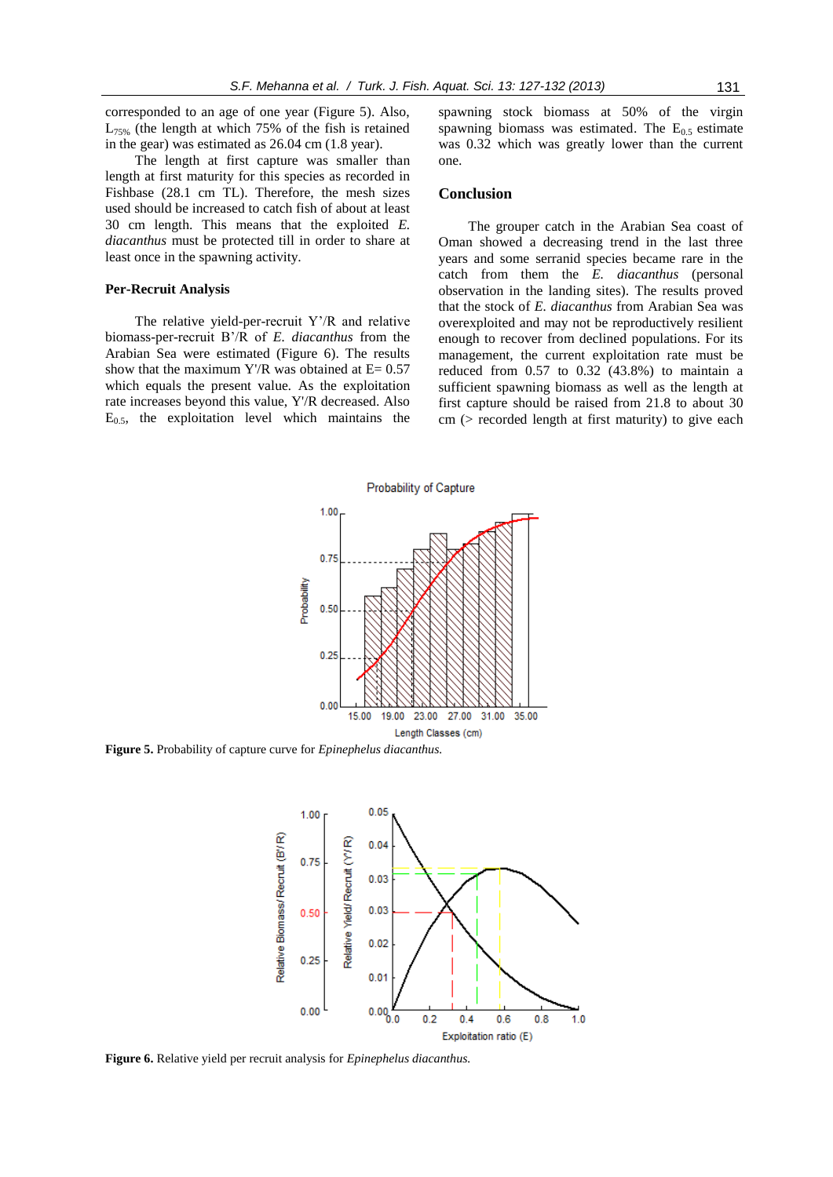corresponded to an age of one year (Figure 5). Also, $L_{75\%}$ (the length at which 75% of the fish is retained in the gear) was estimated as 26.04 cm (1.8 year).

The length at first capture was smaller than length at first maturity for this species as recorded in Fishbase (28.1 cm TL). Therefore, the mesh sizes used should be increased to catch fish of about at least 30 cm length. This means that the exploited *E. diacanthus* must be protected till in order to share at least once in the spawning activity.

### Per-Recruit Analysis

The relative yield-per-recruit Y'/R and relative biomass-per-recruit B'/R of *E. diacanthus* from the Arabian Sea were estimated (Figure 6). The results show that the maximum Y'/R was obtained at E= 0.57 which equals the present value. As the exploitation rate increases beyond this value, Y'/R decreased. Also $E_{0.5}$, the exploitation level which maintains the spawning stock biomass at 50% of the virgin spawning biomass was estimated. The $E_{0.5}$ estimate was 0.32 which was greatly lower than the current one.

## Conclusion

The grouper catch in the Arabian Sea coast of Oman showed a decreasing trend in the last three years and some serranid species became rare in the catch from them the *E. diacanthus* (personal observation in the landing sites). The results proved that the stock of *E. diacanthus* from Arabian Sea was overexploited and may not be reproductively resilient enough to recover from declined populations. For its management, the current exploitation rate must be reduced from 0.57 to 0.32 (43.8%) to maintain a sufficient spawning biomass as well as the length at first capture should be raised from 21.8 to about 30 cm (> recorded length at first maturity) to give each

**Figure 5.** Probability of capture curve for *Epinephelus diacanthus.*

**Figure 6.** Relative yield per recruit analysis for *Epinephelus diacanthus.*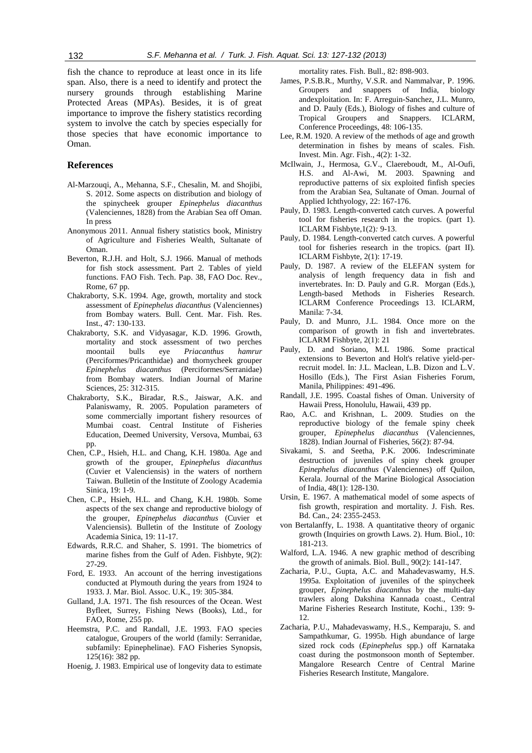fish the chance to reproduce at least once in its life span. Also, there is a need to identify and protect the nursery grounds through establishing Marine Protected Areas (MPAs). Besides, it is of great importance to improve the fishery statistics recording system to involve the catch by species especially for those species that have economic importance to Oman.

## References

Al-Marzouqi, A., Mehanna, S.F., Chesalin, M. and Shojibi, S. 2012. Some aspects on distribution and biology of the spinycheek grouper *Epinephelus diacanthus* (Valenciennes, 1828) from the Arabian Sea off Oman. In press

Anonymous 2011. Annual fishery statistics book, Ministry of Agriculture and Fisheries Wealth, Sultanate of Oman.

Beverton, R.J.H. and Holt, S.J. 1966. Manual of methods for fish stock assessment. Part 2. Tables of yield functions. FAO Fish. Tech. Pap. 38, FAO Doc. Rev., Rome, 67 pp.

Chakraborty, S.K. 1994. Age, growth, mortality and stock assessment of *Epinephelus diacanthus* (Valenciennes) from Bombay waters. Bull. Cent. Mar. Fish. Res. Inst., 47: 130-133.

Chakraborty, S.K. and Vidyasagar, K.D. 1996. Growth, mortality and stock assessment of two perches moontail bulls eye *Priacanthus hamrur* (Perciformes/Pricanthidae) and thornycheek grouper *Epinephelus diacanthus* (Perciformes/Serranidae) from Bombay waters. Indian Journal of Marine Sciences, 25: 312-315.

Chakraborty, S.K., Biradar, R.S., Jaiswar, A.K. and Palaniswamy, R. 2005. Population parameters of some commercially important fishery resources of Mumbai coast. Central Institute of Fisheries Education, Deemed University, Versova, Mumbai, 63 pp.

Chen, C.P., Hsieh, H.L. and Chang, K.H. 1980a. Age and growth of the grouper, *Epinephelus diacanthus* (Cuvier et Valenciensis) in the waters of northern Taiwan. Bulletin of the Institute of Zoology Academia Sinica, 19: 1-9.

Chen, C.P., Hsieh, H.L. and Chang, K.H. 1980b. Some aspects of the sex change and reproductive biology of the grouper, *Epinephelus diacanthus* (Cuvier et Valenciensis). Bulletin of the Institute of Zoology Academia Sinica, 19: 11-17.

Edwards, R.R.C. and Shaher, S. 1991. The biometrics of marine fishes from the Gulf of Aden. Fishbyte, 9(2): 27-29.

Ford, E. 1933. An account of the herring investigations conducted at Plymouth during the years from 1924 to 1933. J. Mar. Biol. Assoc. U.K., 19: 305-384.

Gulland, J.A. 1971. The fish resources of the Ocean. West Byfleet, Surrey, Fishing News (Books), Ltd., for FAO, Rome, 255 pp.

Heemstra, P.C. and Randall, J.E. 1993. FAO species catalogue, Groupers of the world (family: Serranidae, subfamily: Epinephelinae). FAO Fisheries Synopsis, 125(16): 382 pp.

Hoenig, J. 1983. Empirical use of longevity data to estimate mortality rates. Fish. Bull., 82: 898-903.

James, P.S.B.R., Murthy, V.S.R. and Nammalvar, P. 1996. Groupers and snappers of India, biology andexploitation. In: F. Arreguin-Sanchez, J.L. Munro, and D. Pauly (Eds.), Biology of fishes and culture of Tropical Groupers and Snappers. ICLARM, Conference Proceedings, 48: 106-135.

Lee, R.M. 1920. A review of the methods of age and growth determination in fishes by means of scales. Fish. Invest. Min. Agr. Fish., 4(2): 1-32.

McIlwain, J., Hermosa, G.V., Claereboudt, M., Al-Oufi, H.S. and Al-Awi, M. 2003. Spawning and reproductive patterns of six exploited finfish species from the Arabian Sea, Sultanate of Oman. Journal of Applied Ichthyology, 22: 167-176.

Pauly, D. 1983. Length-converted catch curves. A powerful tool for fisheries research in the tropics. (part 1). ICLARM Fishbyte,1(2): 9-13.

Pauly, D. 1984. Length-converted catch curves. A powerful tool for fisheries research in the tropics. (part II). ICLARM Fishbyte, 2(1): 17-19.

Pauly, D. 1987. A review of the ELEFAN system for analysis of length frequency data in fish and invertebrates. In: D. Pauly and G.R. Morgan (Eds.), Length-based Methods in Fisheries Research. ICLARM Conference Proceedings 13. ICLARM, Manila: 7-34.

Pauly, D. and Munro, J.L. 1984. Once more on the comparison of growth in fish and invertebrates. ICLARM Fishbyte, 2(1): 21

Pauly, D. and Soriano, M.L 1986. Some practical extensions to Beverton and Holt's relative yield-per-recruit model. In: J.L. Maclean, L.B. Dizon and L.V. Hosillo (Eds.), The First Asian Fisheries Forum, Manila, Philippines: 491-496.

Randall, J.E. 1995. Coastal fishes of Oman. University of Hawaii Press, Honolulu, Hawaii, 439 pp.

Rao, A.C. and Krishnan, L. 2009. Studies on the reproductive biology of the female spiny cheek grouper, *Epinephelus diacanthus* (Valenciennes, 1828). Indian Journal of Fisheries, 56(2): 87-94.

Sivakami, S. and Seetha, P.K. 2006. Indescriminate destruction of juveniles of spiny cheek grouper *Epinephelus diacanthus* (Valenciennes) off Quilon, Kerala. Journal of the Marine Biological Association of India, 48(1): 128-130.

Ursin, E. 1967. A mathematical model of some aspects of fish growth, respiration and mortality. J. Fish. Res. Bd. Can., 24: 2355-2453.

von Bertalanffy, L. 1938. A quantitative theory of organic growth (Inquiries on growth Laws. 2). Hum. Biol., 10: 181-213.

Walford, L.A. 1946. A new graphic method of describing the growth of animals. Biol. Bull., 90(2): 141-147.

Zacharia, P.U., Gupta, A.C. and Mahadevaswamy, H.S. 1995a. Exploitation of juveniles of the spinycheek grouper, *Epinephelus diacanthus* by the multi-day trawlers along Dakshina Kannada coast., Central Marine Fisheries Research Institute, Kochi., 139: 9-12.

Zacharia, P.U., Mahadevaswamy, H.S., Kemparaju, S. and Sampathkumar, G. 1995b. High abundance of large sized rock cods (*Epinephelus* spp.) off Karnataka coast during the postmonsoon month of September. Mangalore Research Centre of Central Marine Fisheries Research Institute, Mangalore.